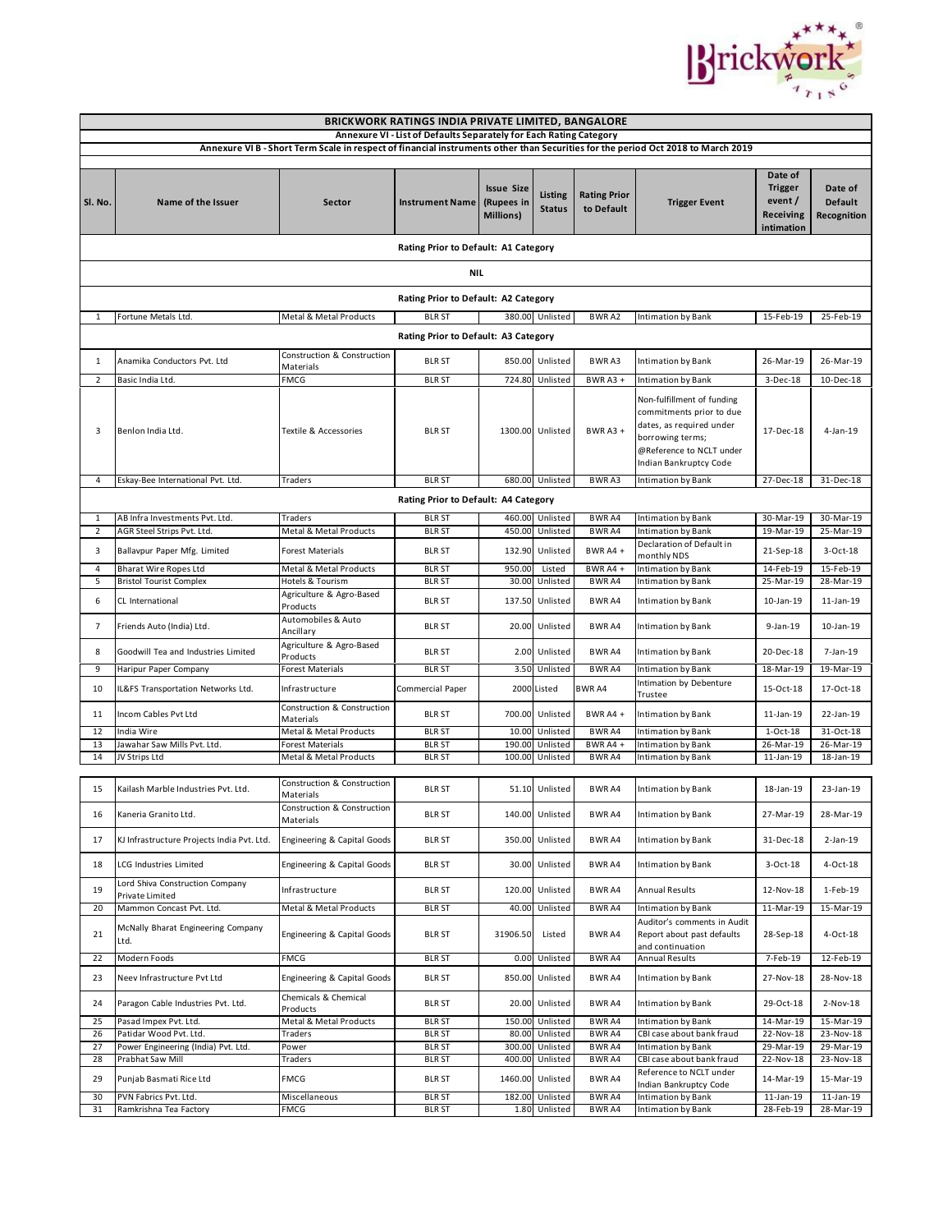# BRICKWORK RATINGS INDIA PRIVATE LIMITED, BANGALORE

## Annexure VI - List of Defaults Separately for Each Rating Category

### Annexure VI B - Short Term Scale in respect of financial instruments other than Securities for the period Oct 2018 to March 2019

| Sl. No. | Name of the Issuer | Sector | Instrument Name | Issue Size (Rupees in Millions) | Listing Status | Rating Prior to Default | Trigger Event | Date of Trigger event / Receiving intimation | Date of Default Recognition |
|---|---|---|---|---|---|---|---|---|---|
| | | | **Rating Prior to Default: A1 Category** | | | | | | |
| | | | **NIL** | | | | | | |
| | | | **Rating Prior to Default: A2 Category** | | | | | | |
| 1 | Fortune Metals Ltd. | Metal & Metal Products | BLR ST | 380.00 | Unlisted | BWR A2 | Intimation by Bank | 15-Feb-19 | 25-Feb-19 |
| | | | **Rating Prior to Default: A3 Category** | | | | | | |
| 1 | Anamika Conductors Pvt. Ltd | Construction & Construction Materials | BLR ST | 850.00 | Unlisted | BWR A3 | Intimation by Bank | 26-Mar-19 | 26-Mar-19 |
| 2 | Basic India Ltd. | FMCG | BLR ST | 724.80 | Unlisted | BWR A3 + | Intimation by Bank | 3-Dec-18 | 10-Dec-18 |
| 3 | Benlon India Ltd. | Textile & Accessories | BLR ST | 1300.00 | Unlisted | BWR A3 + | Non-fulfillment of funding commitments prior to due dates, as required under borrowing terms; @Reference to NCLT under Indian Bankruptcy Code | 17-Dec-18 | 4-Jan-19 |
| 4 | Eskay-Bee International Pvt. Ltd. | Traders | BLR ST | 680.00 | Unlisted | BWR A3 | Intimation by Bank | 27-Dec-18 | 31-Dec-18 |
| | | | **Rating Prior to Default: A4 Category** | | | | | | |
| 1 | AB Infra Investments Pvt. Ltd. | Traders | BLR ST | 460.00 | Unlisted | BWR A4 | Intimation by Bank | 30-Mar-19 | 30-Mar-19 |
| 2 | AGR Steel Strips Pvt. Ltd. | Metal & Metal Products | BLR ST | 450.00 | Unlisted | BWR A4 | Intimation by Bank | 19-Mar-19 | 25-Mar-19 |
| 3 | Ballavpur Paper Mfg. Limited | Forest Materials | BLR ST | 132.90 | Unlisted | BWR A4 + | Declaration of Default in monthly NDS | 21-Sep-18 | 3-Oct-18 |
| 4 | Bharat Wire Ropes Ltd | Metal & Metal Products | BLR ST | 950.00 | Listed | BWR A4 + | Intimation by Bank | 14-Feb-19 | 15-Feb-19 |
| 5 | Bristol Tourist Complex | Hotels & Tourism | BLR ST | 30.00 | Unlisted | BWR A4 | Intimation by Bank | 25-Mar-19 | 28-Mar-19 |
| 6 | CL International | Agriculture & Agro-Based Products | BLR ST | 137.50 | Unlisted | BWR A4 | Intimation by Bank | 10-Jan-19 | 11-Jan-19 |
| 7 | Friends Auto (India) Ltd. | Automobiles & Auto Ancillary | BLR ST | 20.00 | Unlisted | BWR A4 | Intimation by Bank | 9-Jan-19 | 10-Jan-19 |
| 8 | Goodwill Tea and Industries Limited | Agriculture & Agro-Based Products | BLR ST | 2.00 | Unlisted | BWR A4 | Intimation by Bank | 20-Dec-18 | 7-Jan-19 |
| 9 | Haripur Paper Company | Forest Materials | BLR ST | 3.50 | Unlisted | BWR A4 | Intimation by Bank | 18-Mar-19 | 19-Mar-19 |
| 10 | IL&FS Transportation Networks Ltd. | Infrastructure | Commercial Paper | 2000 | Listed | BWR A4 | Intimation by Debenture Trustee | 15-Oct-18 | 17-Oct-18 |
| 11 | Incom Cables Pvt Ltd | Construction & Construction Materials | BLR ST | 700.00 | Unlisted | BWR A4 + | Intimation by Bank | 11-Jan-19 | 22-Jan-19 |
| 12 | India Wire | Metal & Metal Products | BLR ST | 10.00 | Unlisted | BWR A4 | Intimation by Bank | 1-Oct-18 | 31-Oct-18 |
| 13 | Jawahar Saw Mills Pvt. Ltd. | Forest Materials | BLR ST | 190.00 | Unlisted | BWR A4 + | Intimation by Bank | 26-Mar-19 | 26-Mar-19 |
| 14 | JV Strips Ltd | Metal & Metal Products | BLR ST | 100.00 | Unlisted | BWR A4 | Intimation by Bank | 11-Jan-19 | 18-Jan-19 |
| 15 | Kailash Marble Industries Pvt. Ltd. | Construction & Construction Materials | BLR ST | 51.10 | Unlisted | BWR A4 | Intimation by Bank | 18-Jan-19 | 23-Jan-19 |
| 16 | Kaneria Granito Ltd. | Construction & Construction Materials | BLR ST | 140.00 | Unlisted | BWR A4 | Intimation by Bank | 27-Mar-19 | 28-Mar-19 |
| 17 | KJ Infrastructure Projects India Pvt. Ltd. | Engineering & Capital Goods | BLR ST | 350.00 | Unlisted | BWR A4 | Intimation by Bank | 31-Dec-18 | 2-Jan-19 |
| 18 | LCG Industries Limited | Engineering & Capital Goods | BLR ST | 30.00 | Unlisted | BWR A4 | Intimation by Bank | 3-Oct-18 | 4-Oct-18 |
| 19 | Lord Shiva Construction Company Private Limited | Infrastructure | BLR ST | 120.00 | Unlisted | BWR A4 | Annual Results | 12-Nov-18 | 1-Feb-19 |
| 20 | Mammon Concast Pvt. Ltd. | Metal & Metal Products | BLR ST | 40.00 | Unlisted | BWR A4 | Intimation by Bank | 11-Mar-19 | 15-Mar-19 |
| 21 | McNally Bharat Engineering Company Ltd. | Engineering & Capital Goods | BLR ST | 31906.50 | Listed | BWR A4 | Auditor's comments in Audit Report about past defaults and continuation | 28-Sep-18 | 4-Oct-18 |
| 22 | Modern Foods | FMCG | BLR ST | 0.00 | Unlisted | BWR A4 | Annual Results | 7-Feb-19 | 12-Feb-19 |
| 23 | Neev Infrastructure Pvt Ltd | Engineering & Capital Goods | BLR ST | 850.00 | Unlisted | BWR A4 | Intimation by Bank | 27-Nov-18 | 28-Nov-18 |
| 24 | Paragon Cable Industries Pvt. Ltd. | Chemicals & Chemical Products | BLR ST | 20.00 | Unlisted | BWR A4 | Intimation by Bank | 29-Oct-18 | 2-Nov-18 |
| 25 | Pasad Impex Pvt. Ltd. | Metal & Metal Products | BLR ST | 150.00 | Unlisted | BWR A4 | Intimation by Bank | 14-Mar-19 | 15-Mar-19 |
| 26 | Patidar Wood Pvt. Ltd. | Traders | BLR ST | 80.00 | Unlisted | BWR A4 | CBI case about bank fraud | 22-Nov-18 | 23-Nov-18 |
| 27 | Power Engineering (India) Pvt. Ltd. | Power | BLR ST | 300.00 | Unlisted | BWR A4 | Intimation by Bank | 29-Mar-19 | 29-Mar-19 |
| 28 | Prabhat Saw Mill | Traders | BLR ST | 400.00 | Unlisted | BWR A4 | CBI case about bank fraud | 22-Nov-18 | 23-Nov-18 |
| 29 | Punjab Basmati Rice Ltd | FMCG | BLR ST | 1460.00 | Unlisted | BWR A4 | Reference to NCLT under Indian Bankruptcy Code | 14-Mar-19 | 15-Mar-19 |
| 30 | PVN Fabrics Pvt. Ltd. | Miscellaneous | BLR ST | 182.00 | Unlisted | BWR A4 | Intimation by Bank | 11-Jan-19 | 11-Jan-19 |
| 31 | Ramkrishna Tea Factory | FMCG | BLR ST | 1.80 | Unlisted | BWR A4 | Intimation by Bank | 28-Feb-19 | 28-Mar-19 |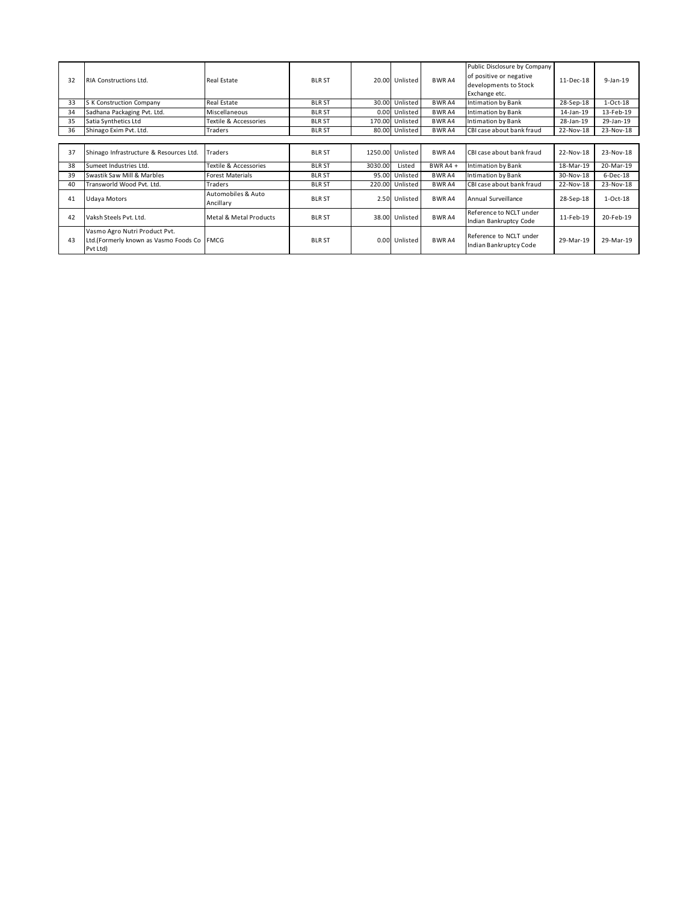| | | | | | | | | | |
|---|---|---|---|---|---|---|---|---|---|
| 32 | RIA Constructions Ltd. | Real Estate | BLR ST | 20.00 | Unlisted | BWR A4 | Public Disclosure by Company of positive or negative developments to Stock Exchange etc. | 11-Dec-18 | 9-Jan-19 |
| 33 | S K Construction Company | Real Estate | BLR ST | 30.00 | Unlisted | BWR A4 | Intimation by Bank | 28-Sep-18 | 1-Oct-18 |
| 34 | Sadhana Packaging Pvt. Ltd. | Miscellaneous | BLR ST | 0.00 | Unlisted | BWR A4 | Intimation by Bank | 14-Jan-19 | 13-Feb-19 |
| 35 | Satia Synthetics Ltd | Textile & Accessories | BLR ST | 170.00 | Unlisted | BWR A4 | Intimation by Bank | 28-Jan-19 | 29-Jan-19 |
| 36 | Shinago Exim Pvt. Ltd. | Traders | BLR ST | 80.00 | Unlisted | BWR A4 | CBI case about bank fraud | 22-Nov-18 | 23-Nov-18 |
| 37 | Shinago Infrastructure & Resources Ltd. | Traders | BLR ST | 1250.00 | Unlisted | BWR A4 | CBI case about bank fraud | 22-Nov-18 | 23-Nov-18 |
| 38 | Sumeet Industries Ltd. | Textile & Accessories | BLR ST | 3030.00 | Listed | BWR A4 + | Intimation by Bank | 18-Mar-19 | 20-Mar-19 |
| 39 | Swastik Saw Mill & Marbles | Forest Materials | BLR ST | 95.00 | Unlisted | BWR A4 | Intimation by Bank | 30-Nov-18 | 6-Dec-18 |
| 40 | Transworld Wood Pvt. Ltd. | Traders | BLR ST | 220.00 | Unlisted | BWR A4 | CBI case about bank fraud | 22-Nov-18 | 23-Nov-18 |
| 41 | Udaya Motors | Automobiles & Auto Ancillary | BLR ST | 2.50 | Unlisted | BWR A4 | Annual Surveillance | 28-Sep-18 | 1-Oct-18 |
| 42 | Vaksh Steels Pvt. Ltd. | Metal & Metal Products | BLR ST | 38.00 | Unlisted | BWR A4 | Reference to NCLT under Indian Bankruptcy Code | 11-Feb-19 | 20-Feb-19 |
| 43 | Vasmo Agro Nutri Product Pvt. Ltd.(Formerly known as Vasmo Foods Co Pvt Ltd) | FMCG | BLR ST | 0.00 | Unlisted | BWR A4 | Reference to NCLT under Indian Bankruptcy Code | 29-Mar-19 | 29-Mar-19 |